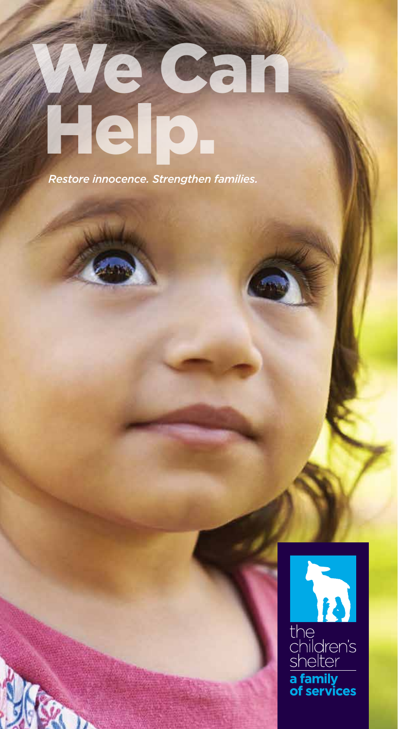# We Can Help.

*Restore innocence. Strengthen families.*

the children's shelter

**a family of services**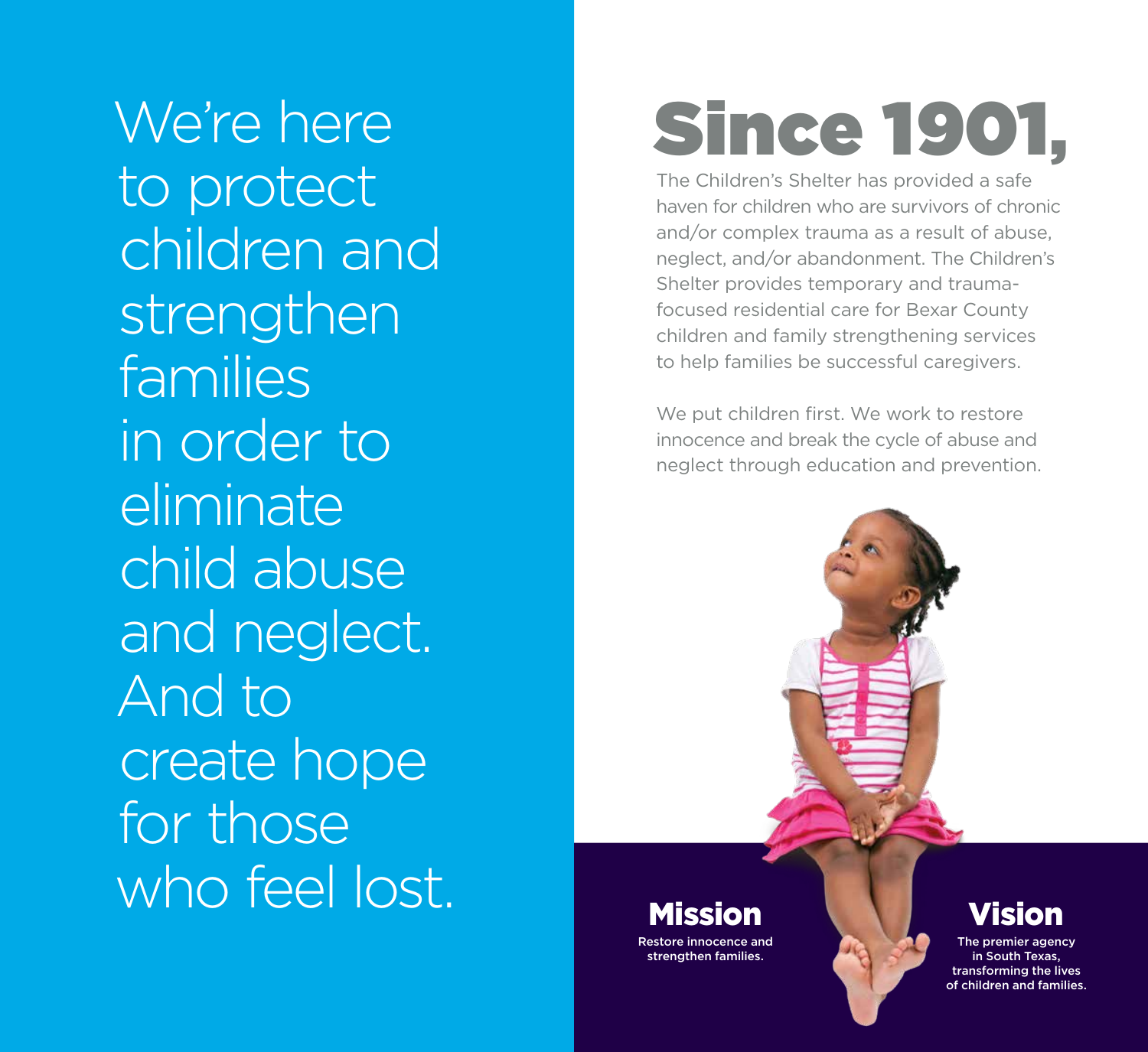We're here to protect children and strengthen families in order to eliminate child abuse and neglect. And to create hope for those who feel lost.

# Since 1901,

The Children's Shelter has provided a safe haven for children who are survivors of chronic and/or complex trauma as a result of abuse, neglect, and/or abandonment. The Children's Shelter provides temporary and trauma-focused residential care for Bexar County children and family strengthening services to help families be successful caregivers.

We put children first. We work to restore innocence and break the cycle of abuse and neglect through education and prevention.

## Mission

Restore innocence and strengthen families.

## Vision

The premier agency in South Texas, transforming the lives of children and families.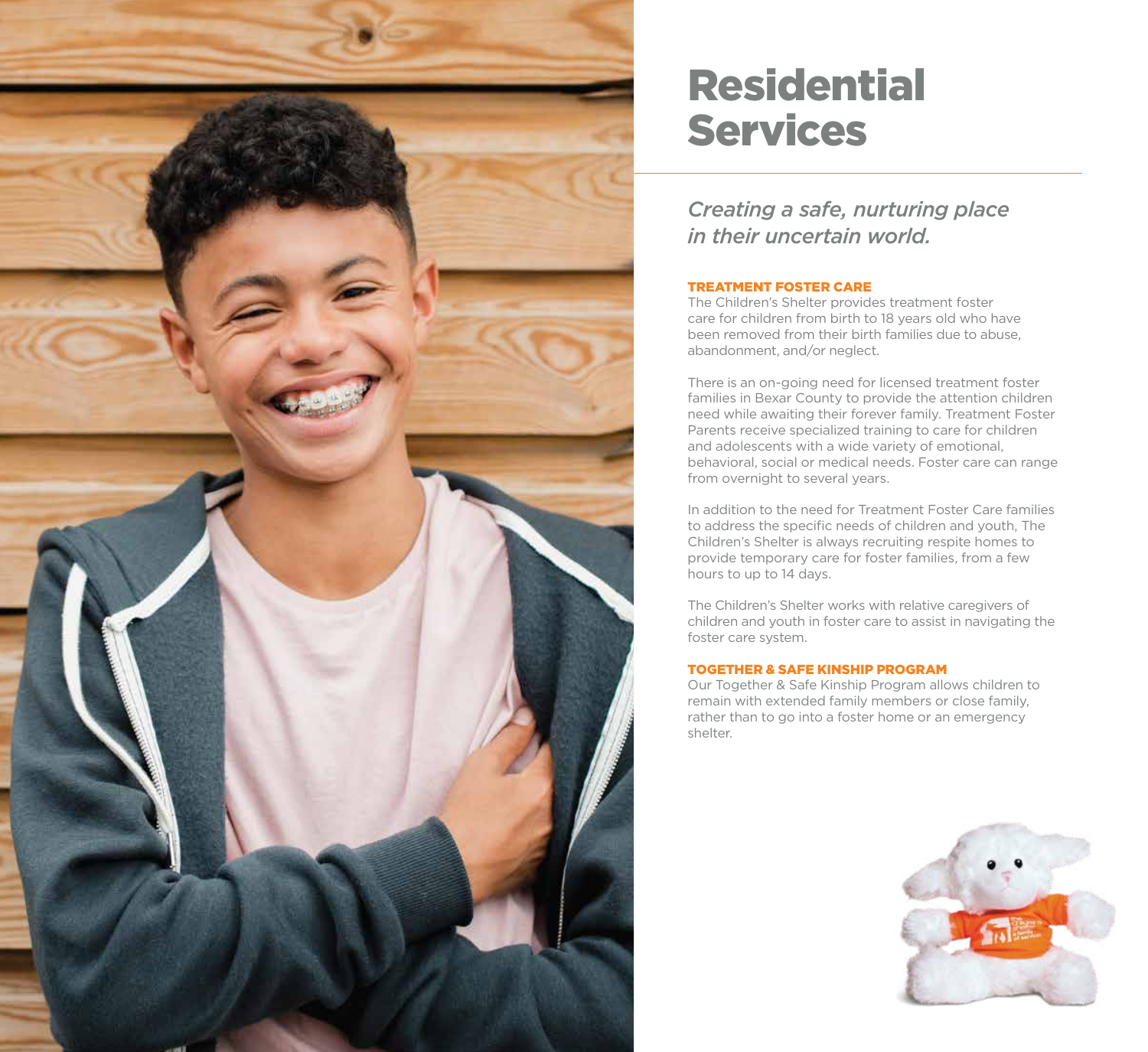# Residential Services

*Creating a safe, nurturing place in their uncertain world.*

## TREATMENT FOSTER CARE

The Children's Shelter provides treatment foster care for children from birth to 18 years old who have been removed from their birth families due to abuse, abandonment, and/or neglect.

There is an on-going need for licensed treatment foster families in Bexar County to provide the attention children need while awaiting their forever family. Treatment Foster Parents receive specialized training to care for children and adolescents with a wide variety of emotional, behavioral, social or medical needs. Foster care can range from overnight to several years.

In addition to the need for Treatment Foster Care families to address the specific needs of children and youth, The Children's Shelter is always recruiting respite homes to provide temporary care for foster families, from a few hours to up to 14 days.

The Children's Shelter works with relative caregivers of children and youth in foster care to assist in navigating the foster care system.

## TOGETHER & SAFE KINSHIP PROGRAM

Our Together & Safe Kinship Program allows children to remain with extended family members or close family, rather than to go into a foster home or an emergency shelter.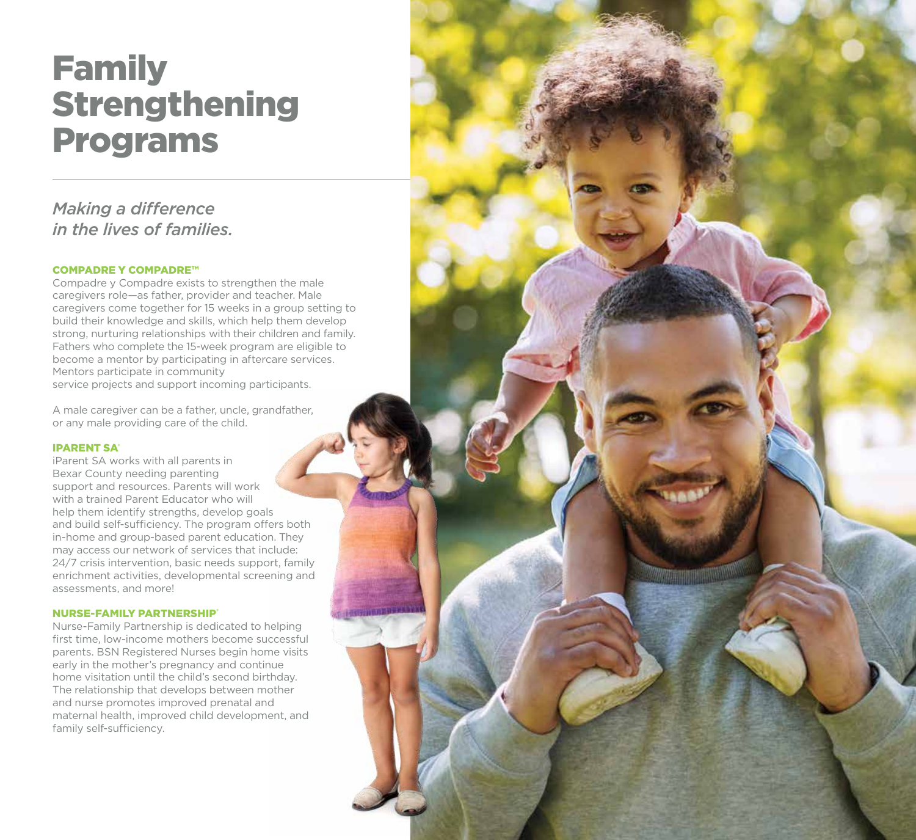# Family Strengthening Programs

*Making a difference in the lives of families.*

### COMPADRE Y COMPADRE™

Compadre y Compadre exists to strengthen the male caregivers role—as father, provider and teacher. Male caregivers come together for 15 weeks in a group setting to build their knowledge and skills, which help them develop strong, nurturing relationships with their children and family. Fathers who complete the 15-week program are eligible to become a mentor by participating in aftercare services. Mentors participate in community service projects and support incoming participants.

A male caregiver can be a father, uncle, grandfather, or any male providing care of the child.

### IPARENT SA®

iParent SA works with all parents in Bexar County needing parenting support and resources. Parents will work with a trained Parent Educator who will help them identify strengths, develop goals and build self-sufficiency. The program offers both in-home and group-based parent education. They may access our network of services that include: 24/7 crisis intervention, basic needs support, family enrichment activities, developmental screening and assessments, and more!

### NURSE-FAMILY PARTNERSHIP®

Nurse-Family Partnership is dedicated to helping first time, low-income mothers become successful parents. BSN Registered Nurses begin home visits early in the mother's pregnancy and continue home visitation until the child's second birthday. The relationship that develops between mother and nurse promotes improved prenatal and maternal health, improved child development, and family self-sufficiency.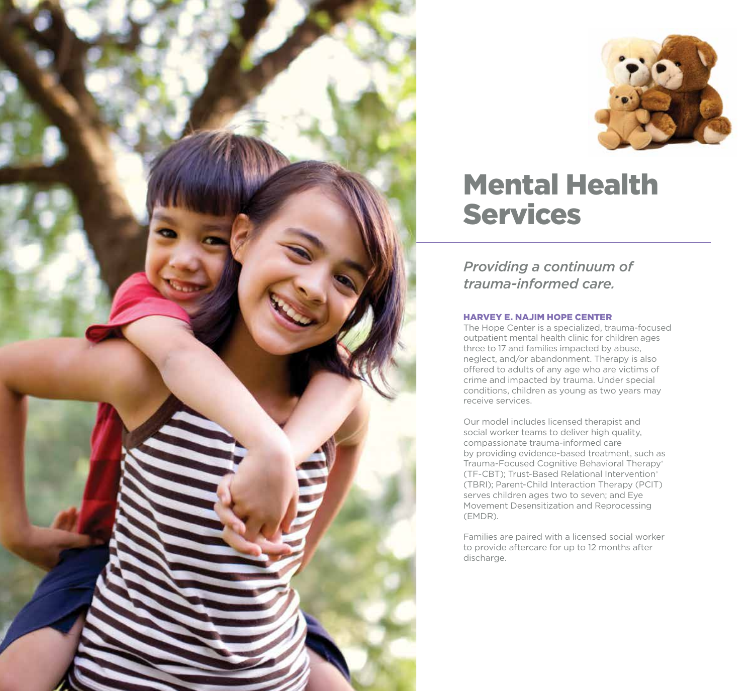# Mental Health Services

*Providing a continuum of trauma-informed care.*

### HARVEY E. NAJIM HOPE CENTER

The Hope Center is a specialized, trauma-focused outpatient mental health clinic for children ages three to 17 and families impacted by abuse, neglect, and/or abandonment. Therapy is also offered to adults of any age who are victims of crime and impacted by trauma. Under special conditions, children as young as two years may receive services.

Our model includes licensed therapist and social worker teams to deliver high quality, compassionate trauma-informed care by providing evidence-based treatment, such as Trauma-Focused Cognitive Behavioral Therapy® (TF-CBT); Trust-Based Relational Intervention® (TBRI); Parent-Child Interaction Therapy (PCIT) serves children ages two to seven; and Eye Movement Desensitization and Reprocessing (EMDR).

Families are paired with a licensed social worker to provide aftercare for up to 12 months after discharge.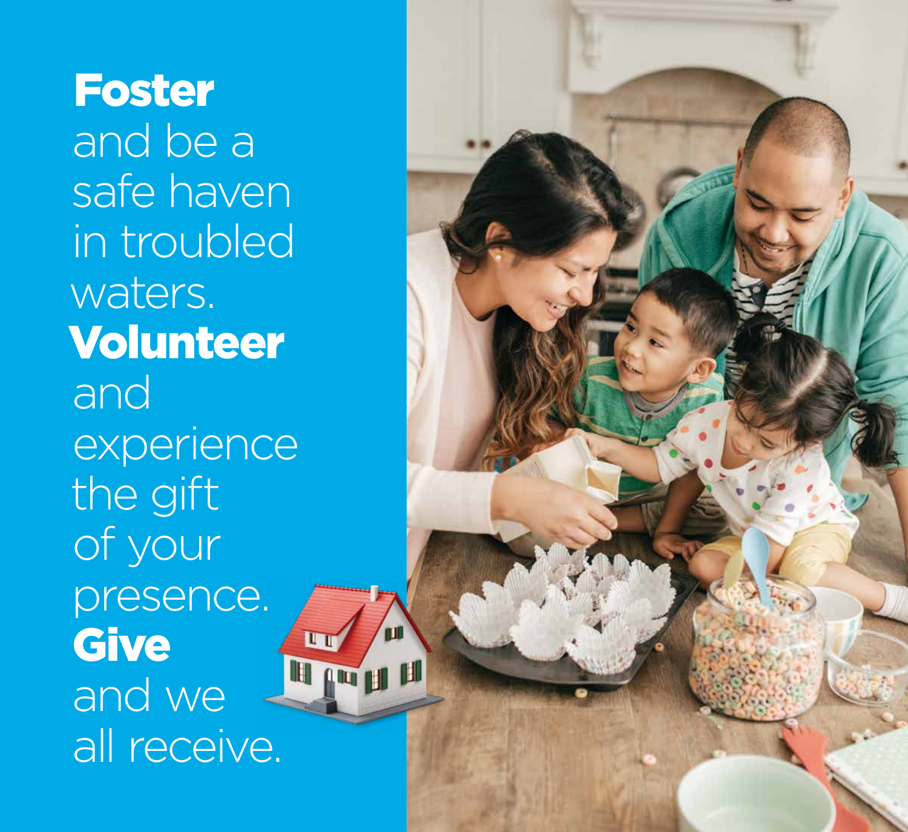**Foster** and be a safe haven in troubled waters.

**Volunteer** and experience the gift of your presence.

**Give** and we all receive.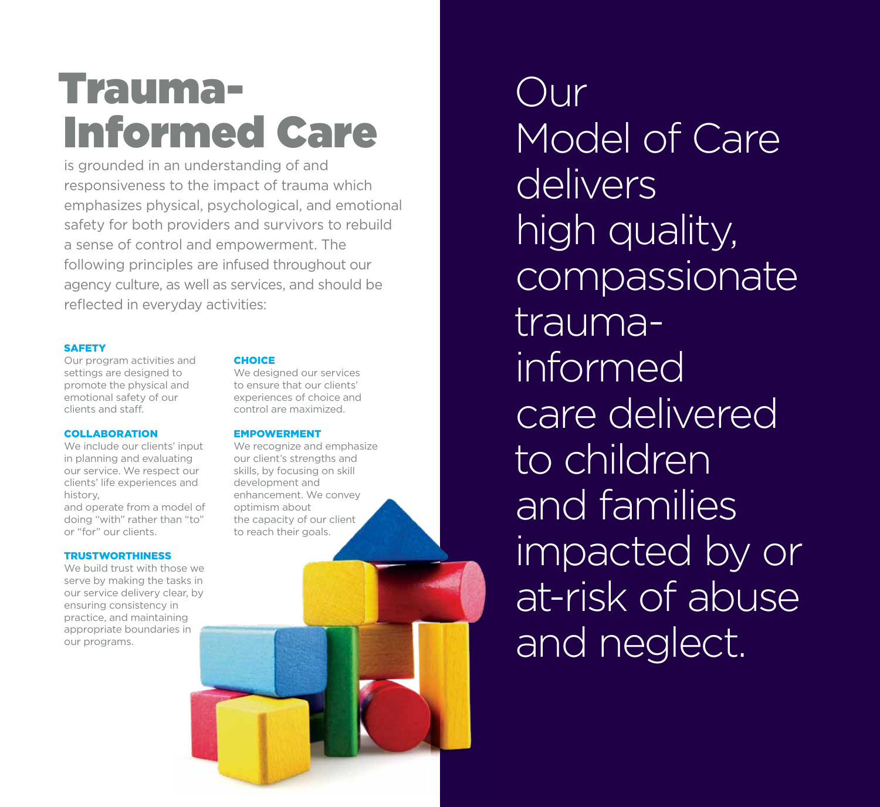# Trauma-Informed Care

is grounded in an understanding of and responsiveness to the impact of trauma which emphasizes physical, psychological, and emotional safety for both providers and survivors to rebuild a sense of control and empowerment. The following principles are infused throughout our agency culture, as well as services, and should be reflected in everyday activities:

**SAFETY**
Our program activities and settings are designed to promote the physical and emotional safety of our clients and staff.

**COLLABORATION**
We include our clients' input in planning and evaluating our service. We respect our clients' life experiences and history,
and operate from a model of doing "with" rather than "to" or "for" our clients.

**TRUSTWORTHINESS**
We build trust with those we serve by making the tasks in our service delivery clear, by ensuring consistency in practice, and maintaining appropriate boundaries in our programs.

**CHOICE**
We designed our services to ensure that our clients' experiences of choice and control are maximized.

**EMPOWERMENT**
We recognize and emphasize our client's strengths and skills, by focusing on skill development and enhancement. We convey optimism about
the capacity of our client to reach their goals.

Our Model of Care delivers high quality, compassionate trauma-informed care delivered to children and families impacted by or at-risk of abuse and neglect.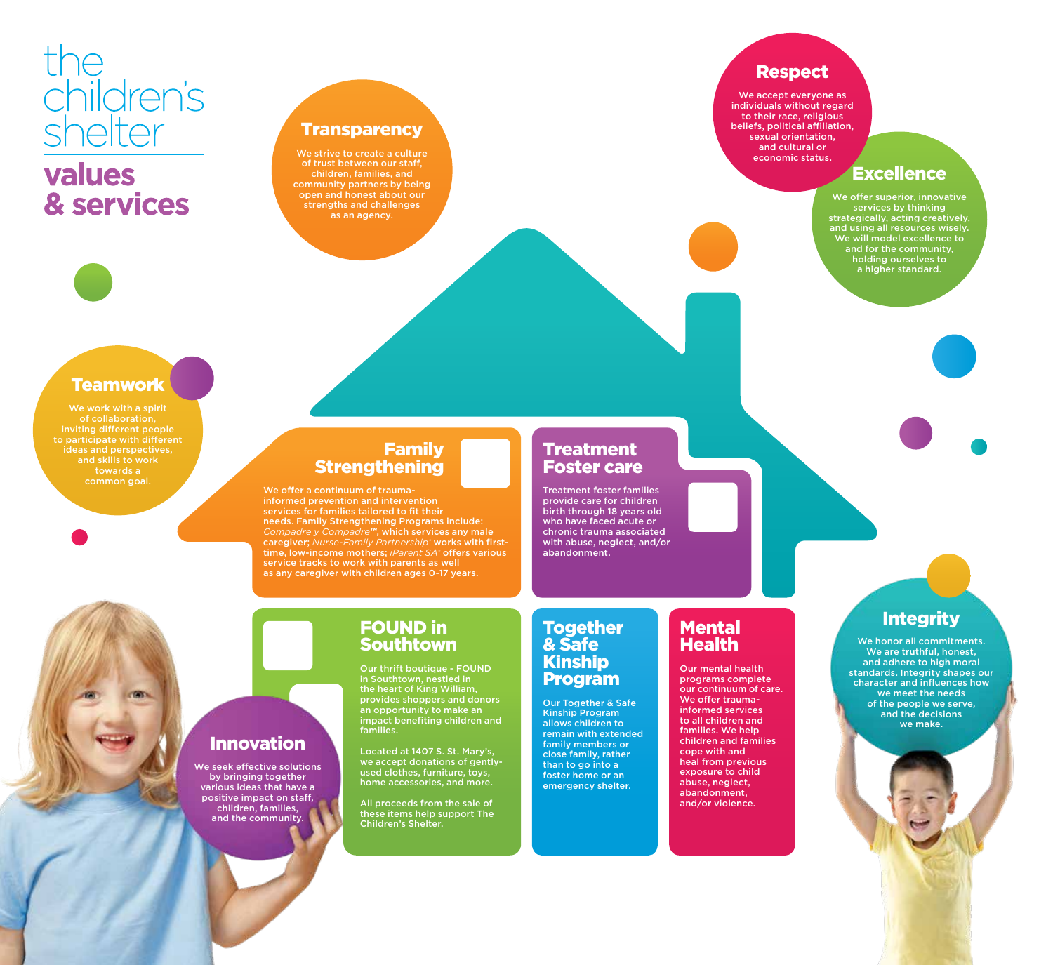# the children's shelter values & services

## Transparency

We strive to create a culture of trust between our staff, children, families, and community partners by being open and honest about our strengths and challenges as an agency.

## Respect

We accept everyone as individuals without regard to their race, religious beliefs, political affiliation, sexual orientation, and cultural or economic status.

## Excellence

We offer superior, innovative services by thinking strategically, acting creatively, and using all resources wisely. We will model excellence to and for the community, holding ourselves to a higher standard.

## Teamwork

We work with a spirit of collaboration, inviting different people to participate with different ideas and perspectives, and skills to work towards a common goal.

## Family Strengthening

We offer a continuum of trauma-informed prevention and intervention services for families tailored to fit their needs. Family Strengthening Programs include: *Compadre y Compadre*™, which services any male caregiver; *Nurse-Family Partnership*® works with first-time, low-income mothers; *iParent SA*® offers various service tracks to work with parents as well as any caregiver with children ages 0-17 years.

## Treatment Foster care

Treatment foster families provide care for children birth through 18 years old who have faced acute or chronic trauma associated with abuse, neglect, and/or abandonment.

## FOUND in Southtown

Our thrift boutique - FOUND in Southtown, nestled in the heart of King William, provides shoppers and donors an opportunity to make an impact benefiting children and families.

Located at 1407 S. St. Mary's, we accept donations of gently-used clothes, furniture, toys, home accessories, and more.

All proceeds from the sale of these items help support The Children's Shelter.

## Together & Safe Kinship Program

Our Together & Safe Kinship Program allows children to remain with extended family members or close family, rather than to go into a foster home or an emergency shelter.

## Mental Health

Our mental health programs complete our continuum of care. We offer trauma-informed services to all children and families. We help children and families cope with and heal from previous exposure to child abuse, neglect, abandonment, and/or violence.

## Innovation

We seek effective solutions by bringing together various ideas that have a positive impact on staff, children, families, and the community.

## Integrity

We honor all commitments. We are truthful, honest, and adhere to high moral standards. Integrity shapes our character and influences how we meet the needs of the people we serve, and the decisions we make.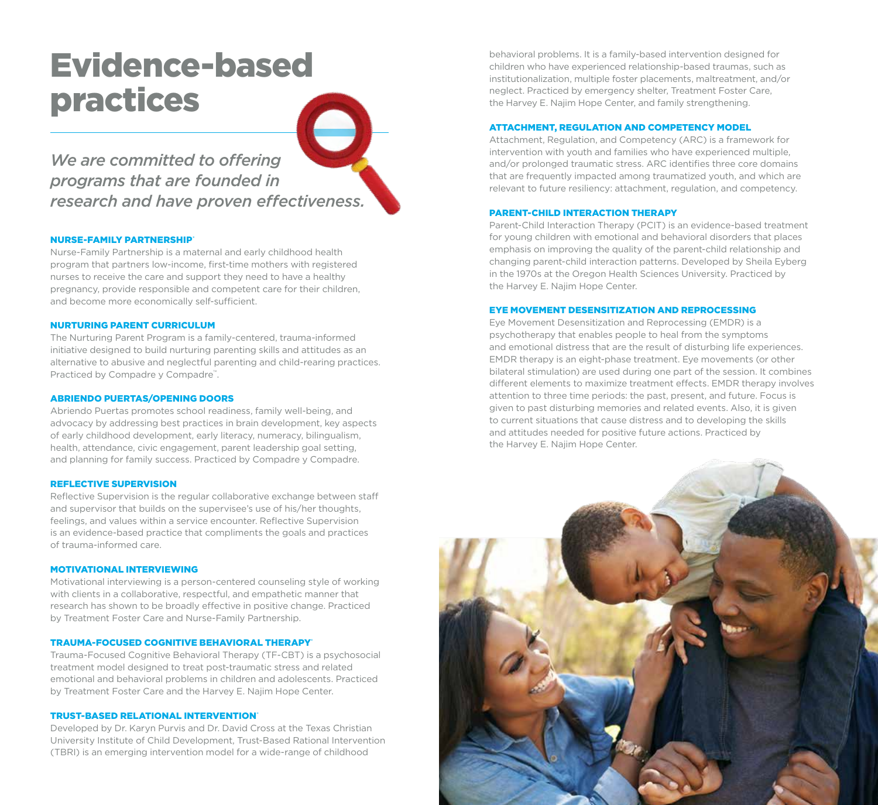# Evidence-based practices

*We are committed to offering programs that are founded in research and have proven effectiveness.*

### NURSE-FAMILY PARTNERSHIP®

Nurse-Family Partnership is a maternal and early childhood health program that partners low-income, first-time mothers with registered nurses to receive the care and support they need to have a healthy pregnancy, provide responsible and competent care for their children, and become more economically self-sufficient.

### NURTURING PARENT CURRICULUM

The Nurturing Parent Program is a family-centered, trauma-informed initiative designed to build nurturing parenting skills and attitudes as an alternative to abusive and neglectful parenting and child-rearing practices. Practiced by Compadre y Compadre™.

### ABRIENDO PUERTAS/OPENING DOORS

Abriendo Puertas promotes school readiness, family well-being, and advocacy by addressing best practices in brain development, key aspects of early childhood development, early literacy, numeracy, bilingualism, health, attendance, civic engagement, parent leadership goal setting, and planning for family success. Practiced by Compadre y Compadre.

### REFLECTIVE SUPERVISION

Reflective Supervision is the regular collaborative exchange between staff and supervisor that builds on the supervisee's use of his/her thoughts, feelings, and values within a service encounter. Reflective Supervision is an evidence-based practice that compliments the goals and practices of trauma-informed care.

### MOTIVATIONAL INTERVIEWING

Motivational interviewing is a person-centered counseling style of working with clients in a collaborative, respectful, and empathetic manner that research has shown to be broadly effective in positive change. Practiced by Treatment Foster Care and Nurse-Family Partnership.

### TRAUMA-FOCUSED COGNITIVE BEHAVIORAL THERAPY®

Trauma-Focused Cognitive Behavioral Therapy (TF-CBT) is a psychosocial treatment model designed to treat post-traumatic stress and related emotional and behavioral problems in children and adolescents. Practiced by Treatment Foster Care and the Harvey E. Najim Hope Center.

### TRUST-BASED RELATIONAL INTERVENTION®

Developed by Dr. Karyn Purvis and Dr. David Cross at the Texas Christian University Institute of Child Development, Trust-Based Rational Intervention (TBRI) is an emerging intervention model for a wide-range of childhood behavioral problems. It is a family-based intervention designed for children who have experienced relationship-based traumas, such as institutionalization, multiple foster placements, maltreatment, and/or neglect. Practiced by emergency shelter, Treatment Foster Care, the Harvey E. Najim Hope Center, and family strengthening.

### ATTACHMENT, REGULATION AND COMPETENCY MODEL

Attachment, Regulation, and Competency (ARC) is a framework for intervention with youth and families who have experienced multiple, and/or prolonged traumatic stress. ARC identifies three core domains that are frequently impacted among traumatized youth, and which are relevant to future resiliency: attachment, regulation, and competency.

### PARENT-CHILD INTERACTION THERAPY

Parent-Child Interaction Therapy (PCIT) is an evidence-based treatment for young children with emotional and behavioral disorders that places emphasis on improving the quality of the parent-child relationship and changing parent-child interaction patterns. Developed by Sheila Eyberg in the 1970s at the Oregon Health Sciences University. Practiced by the Harvey E. Najim Hope Center.

### EYE MOVEMENT DESENSITIZATION AND REPROCESSING

Eye Movement Desensitization and Reprocessing (EMDR) is a psychotherapy that enables people to heal from the symptoms and emotional distress that are the result of disturbing life experiences. EMDR therapy is an eight-phase treatment. Eye movements (or other bilateral stimulation) are used during one part of the session. It combines different elements to maximize treatment effects. EMDR therapy involves attention to three time periods: the past, present, and future. Focus is given to past disturbing memories and related events. Also, it is given to current situations that cause distress and to developing the skills and attitudes needed for positive future actions. Practiced by the Harvey E. Najim Hope Center.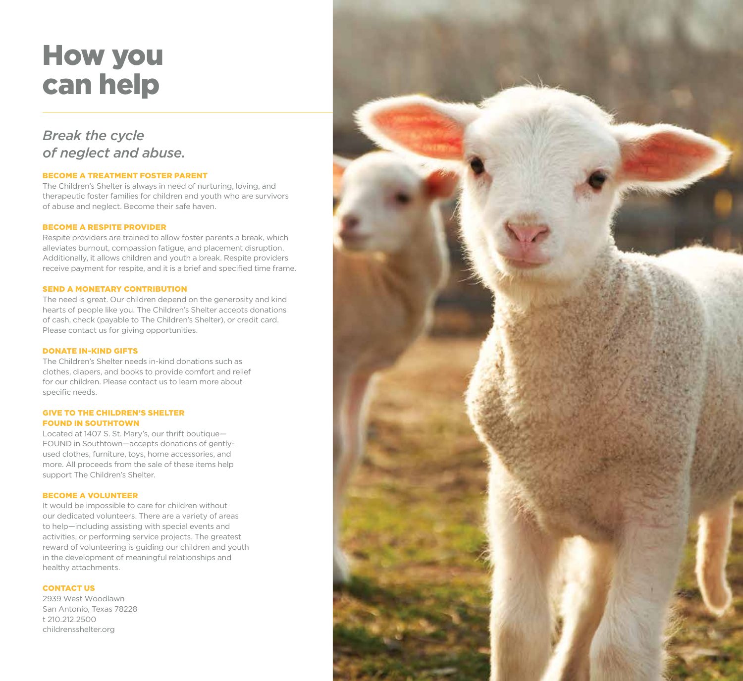# How you can help

*Break the cycle of neglect and abuse.*

### BECOME A TREATMENT FOSTER PARENT

The Children's Shelter is always in need of nurturing, loving, and therapeutic foster families for children and youth who are survivors of abuse and neglect. Become their safe haven.

### BECOME A RESPITE PROVIDER

Respite providers are trained to allow foster parents a break, which alleviates burnout, compassion fatigue, and placement disruption. Additionally, it allows children and youth a break. Respite providers receive payment for respite, and it is a brief and specified time frame.

### SEND A MONETARY CONTRIBUTION

The need is great. Our children depend on the generosity and kind hearts of people like you. The Children's Shelter accepts donations of cash, check (payable to The Children's Shelter), or credit card. Please contact us for giving opportunities.

### DONATE IN-KIND GIFTS

The Children's Shelter needs in-kind donations such as clothes, diapers, and books to provide comfort and relief for our children. Please contact us to learn more about specific needs.

### GIVE TO THE CHILDREN'S SHELTER FOUND IN SOUTHTOWN

Located at 1407 S. St. Mary's, our thrift boutique—FOUND in Southtown—accepts donations of gently-used clothes, furniture, toys, home accessories, and more. All proceeds from the sale of these items help support The Children's Shelter.

### BECOME A VOLUNTEER

It would be impossible to care for children without our dedicated volunteers. There are a variety of areas to help—including assisting with special events and activities, or performing service projects. The greatest reward of volunteering is guiding our children and youth in the development of meaningful relationships and healthy attachments.

### CONTACT US

2939 West Woodlawn
San Antonio, Texas 78228
t 210.212.2500
childrensshelter.org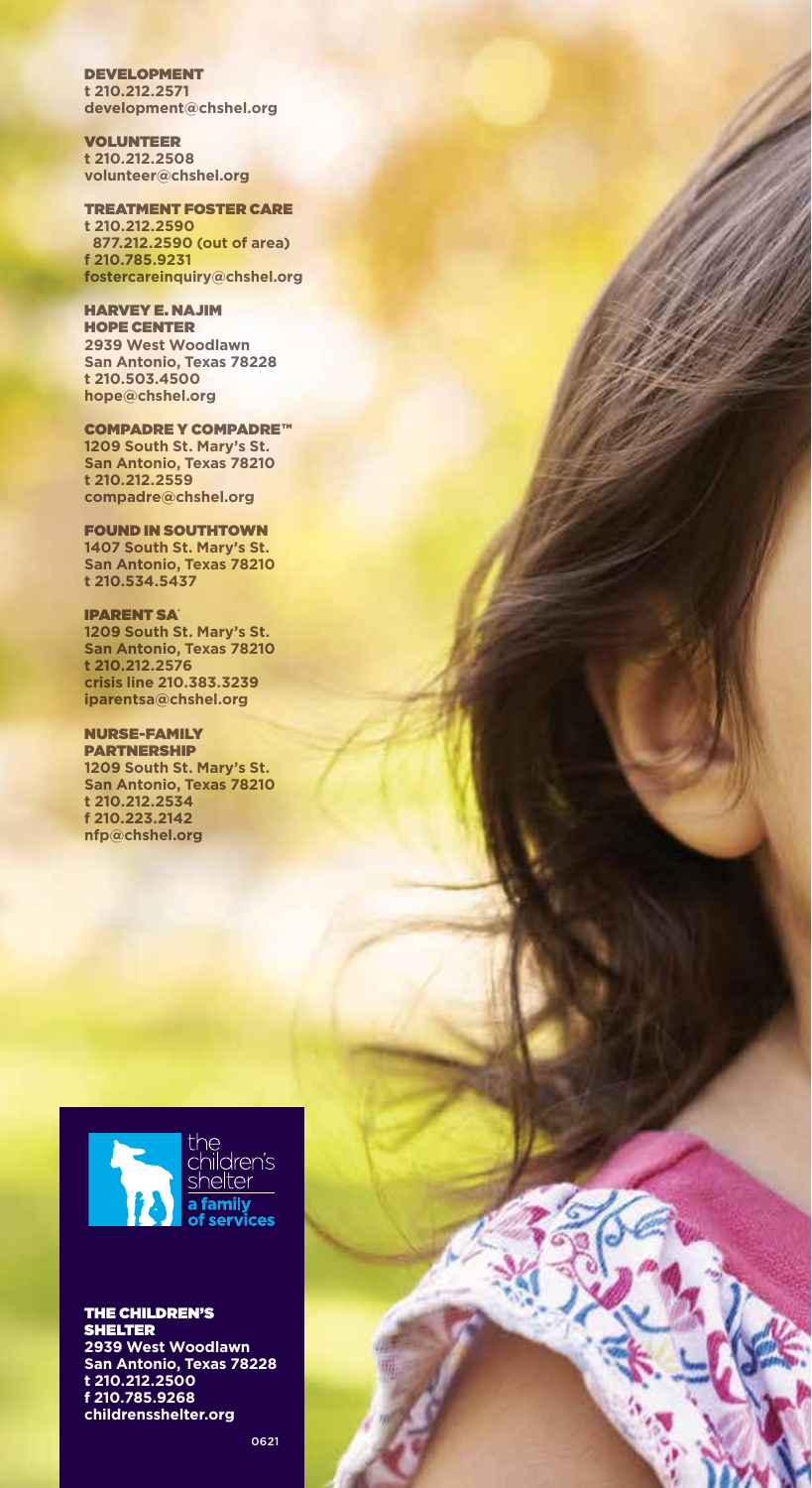**DEVELOPMENT**
t 210.212.2571
development@chshel.org

**VOLUNTEER**
t 210.212.2508
volunteer@chshel.org

**TREATMENT FOSTER CARE**
t 210.212.2590
877.212.2590 (out of area)
f 210.785.9231
fostercareinquiry@chshel.org

**HARVEY E. NAJIM HOPE CENTER**
2939 West Woodlawn
San Antonio, Texas 78228
t 210.503.4500
hope@chshel.org

**COMPADRE Y COMPADRE™**
1209 South St. Mary's St.
San Antonio, Texas 78210
t 210.212.2559
compadre@chshel.org

**FOUND IN SOUTHTOWN**
1407 South St. Mary's St.
San Antonio, Texas 78210
t 210.534.5437

**IPARENT SA**
1209 South St. Mary's St.
San Antonio, Texas 78210
t 210.212.2576
crisis line 210.383.3239
iparentsa@chshel.org

**NURSE-FAMILY PARTNERSHIP**
1209 South St. Mary's St.
San Antonio, Texas 78210
t 210.212.2534
f 210.223.2142
nfp@chshel.org

the children's shelter
a family of services

**THE CHILDREN'S SHELTER**
2939 West Woodlawn
San Antonio, Texas 78228
t 210.212.2500
f 210.785.9268
childrensshelter.org

0621